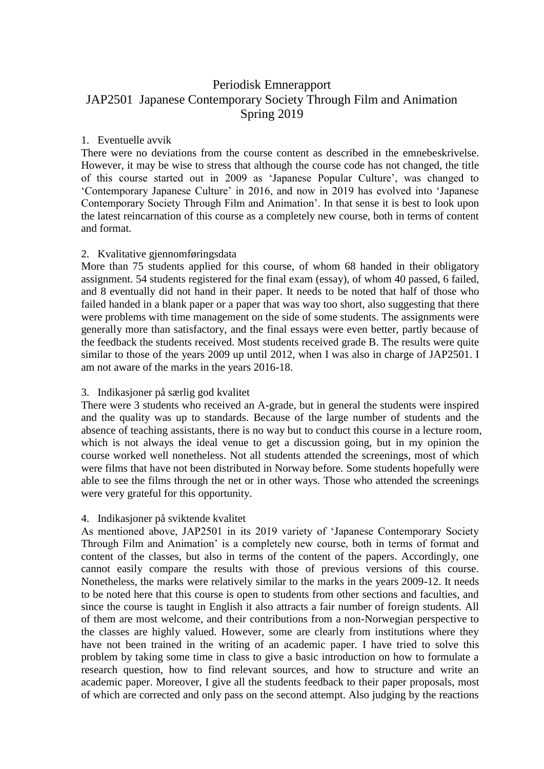# Periodisk Emnerapport
# JAP2501 Japanese Contemporary Society Through Film and Animation
# Spring 2019

## 1. Eventuelle avvik

There were no deviations from the course content as described in the emnebeskrivelse. However, it may be wise to stress that although the course code has not changed, the title of this course started out in 2009 as 'Japanese Popular Culture', was changed to 'Contemporary Japanese Culture' in 2016, and now in 2019 has evolved into 'Japanese Contemporary Society Through Film and Animation'. In that sense it is best to look upon the latest reincarnation of this course as a completely new course, both in terms of content and format.

## 2. Kvalitative gjennomføringsdata

More than 75 students applied for this course, of whom 68 handed in their obligatory assignment. 54 students registered for the final exam (essay), of whom 40 passed, 6 failed, and 8 eventually did not hand in their paper. It needs to be noted that half of those who failed handed in a blank paper or a paper that was way too short, also suggesting that there were problems with time management on the side of some students. The assignments were generally more than satisfactory, and the final essays were even better, partly because of the feedback the students received. Most students received grade B. The results were quite similar to those of the years 2009 up until 2012, when I was also in charge of JAP2501. I am not aware of the marks in the years 2016-18.

## 3. Indikasjoner på særlig god kvalitet

There were 3 students who received an A-grade, but in general the students were inspired and the quality was up to standards. Because of the large number of students and the absence of teaching assistants, there is no way but to conduct this course in a lecture room, which is not always the ideal venue to get a discussion going, but in my opinion the course worked well nonetheless. Not all students attended the screenings, most of which were films that have not been distributed in Norway before. Some students hopefully were able to see the films through the net or in other ways. Those who attended the screenings were very grateful for this opportunity.

## 4. Indikasjoner på sviktende kvalitet

As mentioned above, JAP2501 in its 2019 variety of 'Japanese Contemporary Society Through Film and Animation' is a completely new course, both in terms of format and content of the classes, but also in terms of the content of the papers. Accordingly, one cannot easily compare the results with those of previous versions of this course. Nonetheless, the marks were relatively similar to the marks in the years 2009-12. It needs to be noted here that this course is open to students from other sections and faculties, and since the course is taught in English it also attracts a fair number of foreign students. All of them are most welcome, and their contributions from a non-Norwegian perspective to the classes are highly valued. However, some are clearly from institutions where they have not been trained in the writing of an academic paper. I have tried to solve this problem by taking some time in class to give a basic introduction on how to formulate a research question, how to find relevant sources, and how to structure and write an academic paper. Moreover, I give all the students feedback to their paper proposals, most of which are corrected and only pass on the second attempt. Also judging by the reactions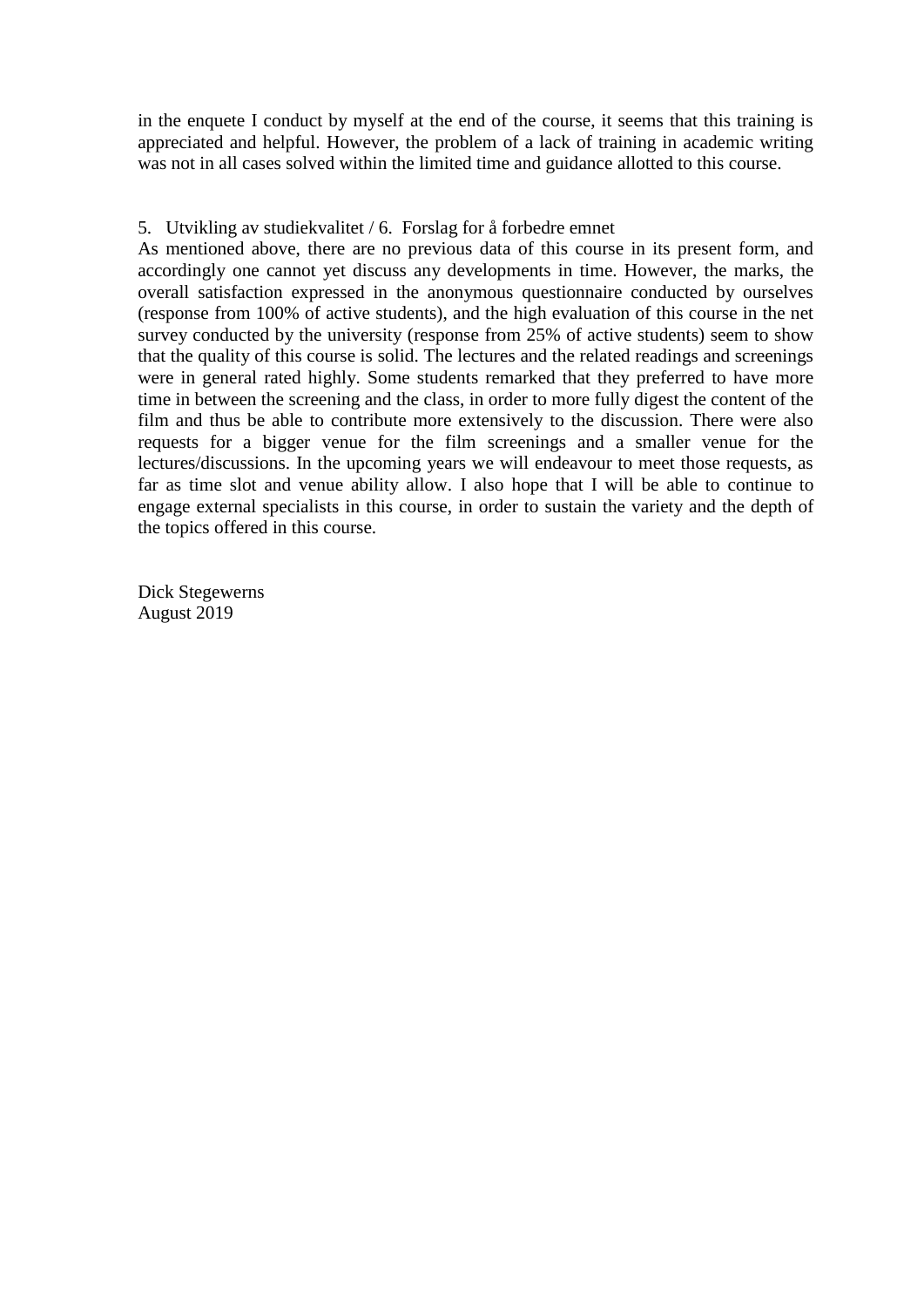in the enquete I conduct by myself at the end of the course, it seems that this training is appreciated and helpful. However, the problem of a lack of training in academic writing was not in all cases solved within the limited time and guidance allotted to this course.

5. Utvikling av studiekvalitet / 6. Forslag for å forbedre emnet

As mentioned above, there are no previous data of this course in its present form, and accordingly one cannot yet discuss any developments in time. However, the marks, the overall satisfaction expressed in the anonymous questionnaire conducted by ourselves (response from 100% of active students), and the high evaluation of this course in the net survey conducted by the university (response from 25% of active students) seem to show that the quality of this course is solid. The lectures and the related readings and screenings were in general rated highly. Some students remarked that they preferred to have more time in between the screening and the class, in order to more fully digest the content of the film and thus be able to contribute more extensively to the discussion. There were also requests for a bigger venue for the film screenings and a smaller venue for the lectures/discussions. In the upcoming years we will endeavour to meet those requests, as far as time slot and venue ability allow. I also hope that I will be able to continue to engage external specialists in this course, in order to sustain the variety and the depth of the topics offered in this course.

Dick Stegewerns
August 2019